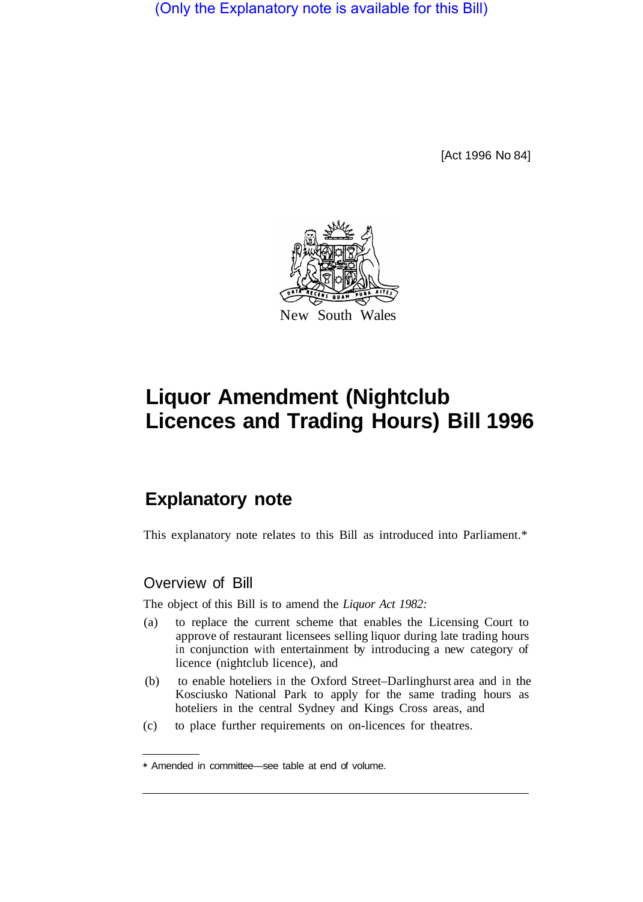(Only the Explanatory note is available for this Bill)

[Act 1996 No 84]

New South Wales

# Liquor Amendment (Nightclub Licences and Trading Hours) Bill 1996

## Explanatory note

This explanatory note relates to this Bill as introduced into Parliament.*

### Overview of Bill

The object of this Bill is to amend the *Liquor Act 1982:*

(a) to replace the current scheme that enables the Licensing Court to approve of restaurant licensees selling liquor during late trading hours in conjunction with entertainment by introducing a new category of licence (nightclub licence), and

(b) to enable hoteliers in the Oxford Street–Darlinghurst area and in the Kosciusko National Park to apply for the same trading hours as hoteliers in the central Sydney and Kings Cross areas, and

(c) to place further requirements on on-licences for theatres.

* Amended in committee—see table at end of volume.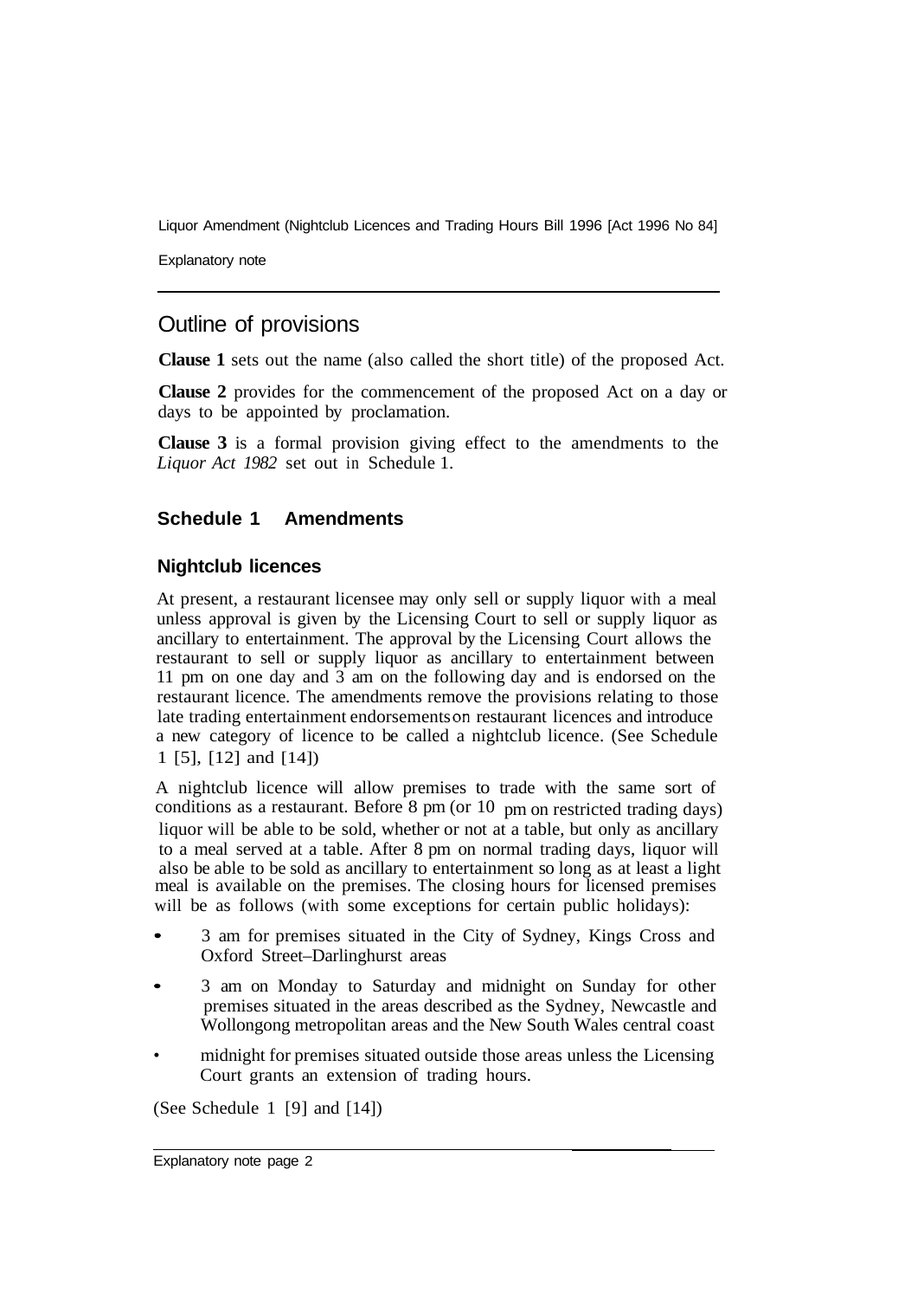## Outline of provisions

**Clause 1** sets out the name (also called the short title) of the proposed Act.

**Clause 2** provides for the commencement of the proposed Act on a day or days to be appointed by proclamation.

**Clause 3** is a formal provision giving effect to the amendments to the *Liquor Act 1982* set out in Schedule 1.

### Schedule 1 Amendments

#### Nightclub licences

At present, a restaurant licensee may only sell or supply liquor with a meal unless approval is given by the Licensing Court to sell or supply liquor as ancillary to entertainment. The approval by the Licensing Court allows the restaurant to sell or supply liquor as ancillary to entertainment between 11 pm on one day and 3 am on the following day and is endorsed on the restaurant licence. The amendments remove the provisions relating to those late trading entertainment endorsements on restaurant licences and introduce a new category of licence to be called a nightclub licence. (See Schedule 1 [5], [12] and [14])

A nightclub licence will allow premises to trade with the same sort of conditions as a restaurant. Before 8 pm (or 10 pm on restricted trading days) liquor will be able to be sold, whether or not at a table, but only as ancillary to a meal served at a table. After 8 pm on normal trading days, liquor will also be able to be sold as ancillary to entertainment so long as at least a light meal is available on the premises. The closing hours for licensed premises will be as follows (with some exceptions for certain public holidays):

- 3 am for premises situated in the City of Sydney, Kings Cross and Oxford Street–Darlinghurst areas
- 3 am on Monday to Saturday and midnight on Sunday for other premises situated in the areas described as the Sydney, Newcastle and Wollongong metropolitan areas and the New South Wales central coast
- midnight for premises situated outside those areas unless the Licensing Court grants an extension of trading hours.

(See Schedule 1 [9] and [14])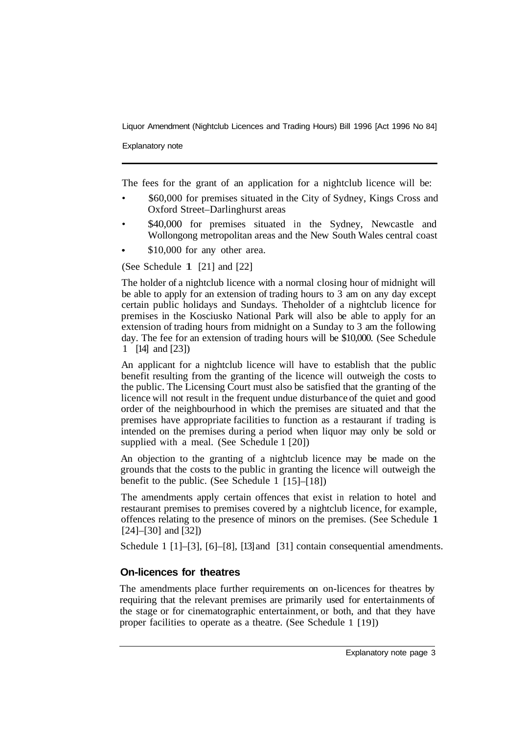The fees for the grant of an application for a nightclub licence will be:

- $60,000 for premises situated in the City of Sydney, Kings Cross and Oxford Street–Darlinghurst areas
- $40,000 for premises situated in the Sydney, Newcastle and Wollongong metropolitan areas and the New South Wales central coast
- $10,000 for any other area.

(See Schedule 1 [21] and [22]

The holder of a nightclub licence with a normal closing hour of midnight will be able to apply for an extension of trading hours to 3 am on any day except certain public holidays and Sundays. Theholder of a nightclub licence for premises in the Kosciusko National Park will also be able to apply for an extension of trading hours from midnight on a Sunday to 3 am the following day. The fee for an extension of trading hours will be $10,000. (See Schedule 1 [14] and [23])

An applicant for a nightclub licence will have to establish that the public benefit resulting from the granting of the licence will outweigh the costs to the public. The Licensing Court must also be satisfied that the granting of the licence will not result in the frequent undue disturbance of the quiet and good order of the neighbourhood in which the premises are situated and that the premises have appropriate facilities to function as a restaurant if trading is intended on the premises during a period when liquor may only be sold or supplied with a meal. (See Schedule 1 [20])

An objection to the granting of a nightclub licence may be made on the grounds that the costs to the public in granting the licence will outweigh the benefit to the public. (See Schedule 1 [15]–[18])

The amendments apply certain offences that exist in relation to hotel and restaurant premises to premises covered by a nightclub licence, for example, offences relating to the presence of minors on the premises. (See Schedule 1 [24]–[30] and [32])

Schedule 1 [1]–[3], [6]–[8], [13] and [31] contain consequential amendments.

## On-licences for theatres

The amendments place further requirements on on-licences for theatres by requiring that the relevant premises are primarily used for entertainments of the stage or for cinematographic entertainment, or both, and that they have proper facilities to operate as a theatre. (See Schedule 1 [19])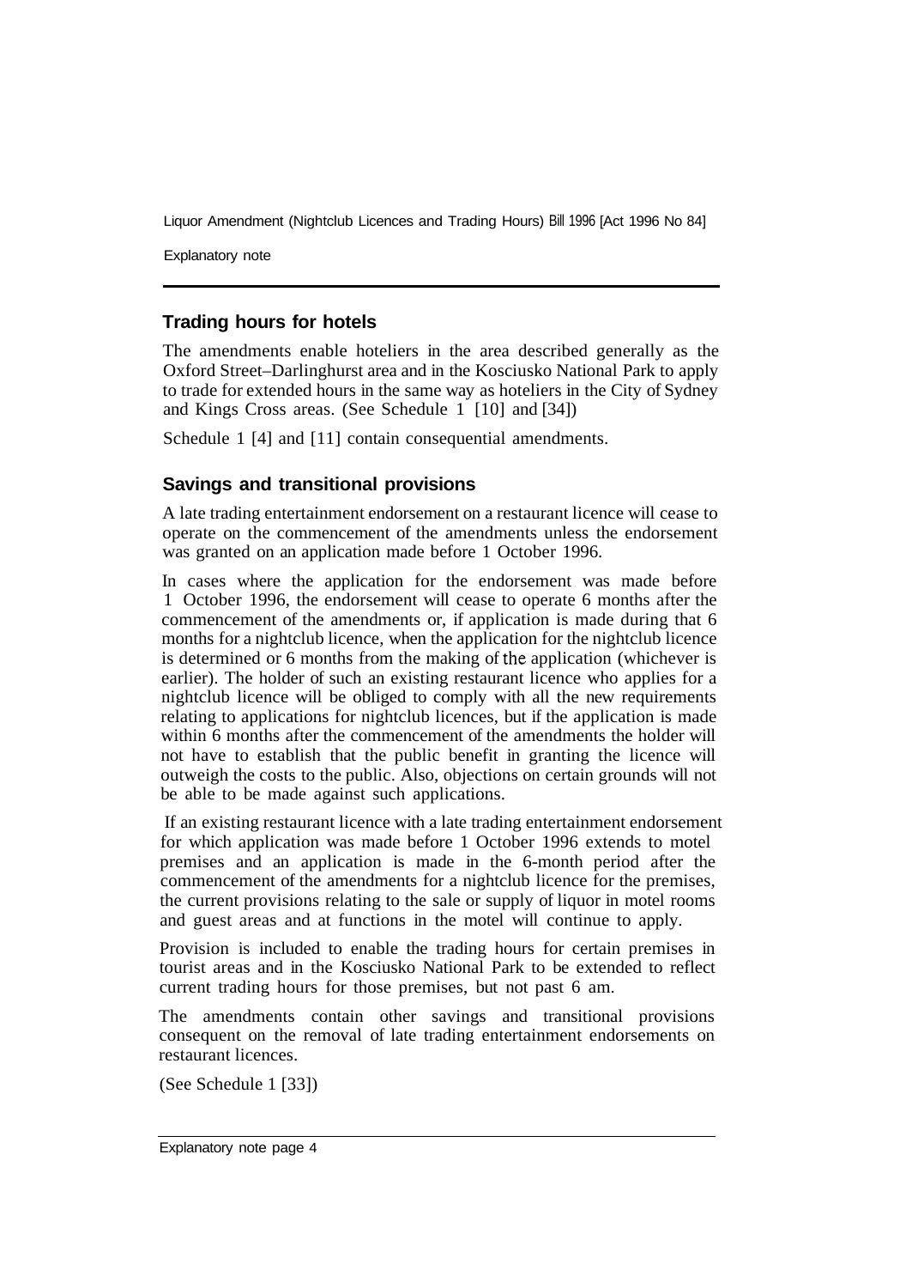## Trading hours for hotels

The amendments enable hoteliers in the area described generally as the Oxford Street–Darlinghurst area and in the Kosciusko National Park to apply to trade for extended hours in the same way as hoteliers in the City of Sydney and Kings Cross areas. (See Schedule 1 [10] and [34])

Schedule 1 [4] and [11] contain consequential amendments.

## Savings and transitional provisions

A late trading entertainment endorsement on a restaurant licence will cease to operate on the commencement of the amendments unless the endorsement was granted on an application made before 1 October 1996.

In cases where the application for the endorsement was made before 1 October 1996, the endorsement will cease to operate 6 months after the commencement of the amendments or, if application is made during that 6 months for a nightclub licence, when the application for the nightclub licence is determined or 6 months from the making of the application (whichever is earlier). The holder of such an existing restaurant licence who applies for a nightclub licence will be obliged to comply with all the new requirements relating to applications for nightclub licences, but if the application is made within 6 months after the commencement of the amendments the holder will not have to establish that the public benefit in granting the licence will outweigh the costs to the public. Also, objections on certain grounds will not be able to be made against such applications.

If an existing restaurant licence with a late trading entertainment endorsement for which application was made before 1 October 1996 extends to motel premises and an application is made in the 6-month period after the commencement of the amendments for a nightclub licence for the premises, the current provisions relating to the sale or supply of liquor in motel rooms and guest areas and at functions in the motel will continue to apply.

Provision is included to enable the trading hours for certain premises in tourist areas and in the Kosciusko National Park to be extended to reflect current trading hours for those premises, but not past 6 am.

The amendments contain other savings and transitional provisions consequent on the removal of late trading entertainment endorsements on restaurant licences.

(See Schedule 1 [33])